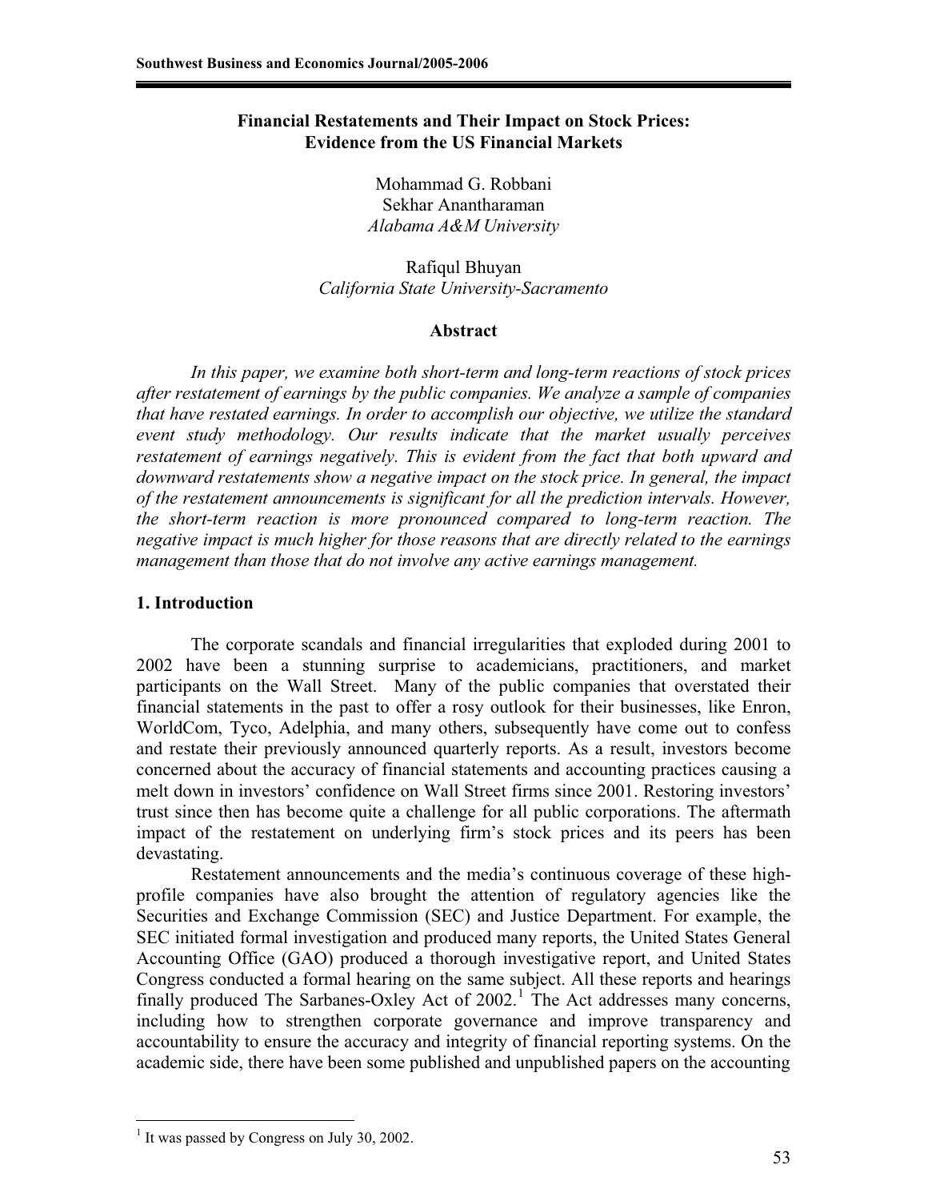# Financial Restatements and Their Impact on Stock Prices: Evidence from the US Financial Markets

Mohammad G. Robbani
Sekhar Anantharaman
*Alabama A&M University*

Rafiqul Bhuyan
*California State University-Sacramento*

## Abstract

*In this paper, we examine both short-term and long-term reactions of stock prices after restatement of earnings by the public companies. We analyze a sample of companies that have restated earnings. In order to accomplish our objective, we utilize the standard event study methodology. Our results indicate that the market usually perceives restatement of earnings negatively. This is evident from the fact that both upward and downward restatements show a negative impact on the stock price. In general, the impact of the restatement announcements is significant for all the prediction intervals. However, the short-term reaction is more pronounced compared to long-term reaction. The negative impact is much higher for those reasons that are directly related to the earnings management than those that do not involve any active earnings management.*

## 1. Introduction

The corporate scandals and financial irregularities that exploded during 2001 to 2002 have been a stunning surprise to academicians, practitioners, and market participants on the Wall Street. Many of the public companies that overstated their financial statements in the past to offer a rosy outlook for their businesses, like Enron, WorldCom, Tyco, Adelphia, and many others, subsequently have come out to confess and restate their previously announced quarterly reports. As a result, investors become concerned about the accuracy of financial statements and accounting practices causing a melt down in investors' confidence on Wall Street firms since 2001. Restoring investors' trust since then has become quite a challenge for all public corporations. The aftermath impact of the restatement on underlying firm's stock prices and its peers has been devastating.

Restatement announcements and the media's continuous coverage of these high-profile companies have also brought the attention of regulatory agencies like the Securities and Exchange Commission (SEC) and Justice Department. For example, the SEC initiated formal investigation and produced many reports, the United States General Accounting Office (GAO) produced a thorough investigative report, and United States Congress conducted a formal hearing on the same subject. All these reports and hearings finally produced The Sarbanes-Oxley Act of 2002.[1] The Act addresses many concerns, including how to strengthen corporate governance and improve transparency and accountability to ensure the accuracy and integrity of financial reporting systems. On the academic side, there have been some published and unpublished papers on the accounting

[1] It was passed by Congress on July 30, 2002.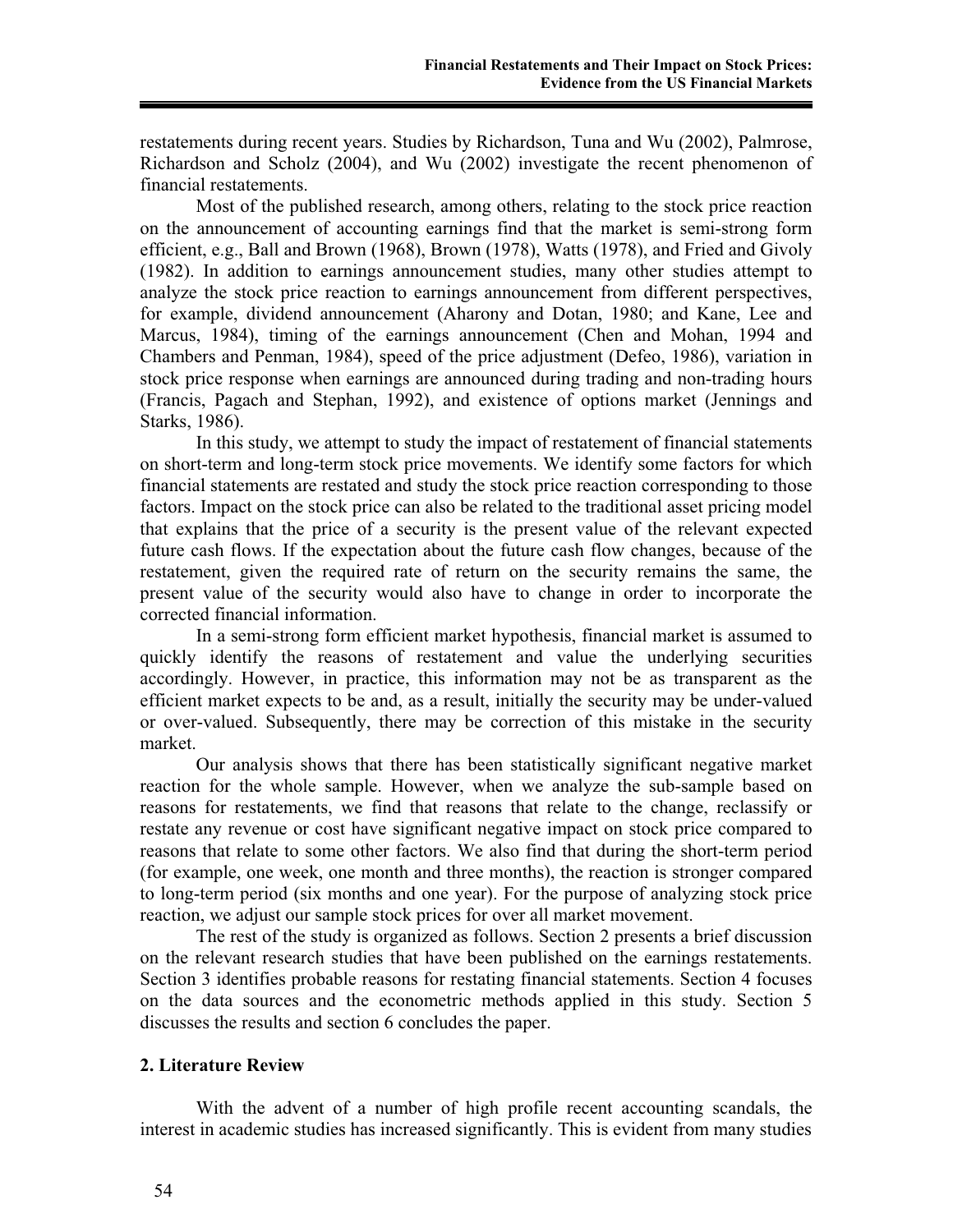restatements during recent years. Studies by Richardson, Tuna and Wu (2002), Palmrose, Richardson and Scholz (2004), and Wu (2002) investigate the recent phenomenon of financial restatements.

Most of the published research, among others, relating to the stock price reaction on the announcement of accounting earnings find that the market is semi-strong form efficient, e.g., Ball and Brown (1968), Brown (1978), Watts (1978), and Fried and Givoly (1982). In addition to earnings announcement studies, many other studies attempt to analyze the stock price reaction to earnings announcement from different perspectives, for example, dividend announcement (Aharony and Dotan, 1980; and Kane, Lee and Marcus, 1984), timing of the earnings announcement (Chen and Mohan, 1994 and Chambers and Penman, 1984), speed of the price adjustment (Defeo, 1986), variation in stock price response when earnings are announced during trading and non-trading hours (Francis, Pagach and Stephan, 1992), and existence of options market (Jennings and Starks, 1986).

In this study, we attempt to study the impact of restatement of financial statements on short-term and long-term stock price movements. We identify some factors for which financial statements are restated and study the stock price reaction corresponding to those factors. Impact on the stock price can also be related to the traditional asset pricing model that explains that the price of a security is the present value of the relevant expected future cash flows. If the expectation about the future cash flow changes, because of the restatement, given the required rate of return on the security remains the same, the present value of the security would also have to change in order to incorporate the corrected financial information.

In a semi-strong form efficient market hypothesis, financial market is assumed to quickly identify the reasons of restatement and value the underlying securities accordingly. However, in practice, this information may not be as transparent as the efficient market expects to be and, as a result, initially the security may be under-valued or over-valued. Subsequently, there may be correction of this mistake in the security market.

Our analysis shows that there has been statistically significant negative market reaction for the whole sample. However, when we analyze the sub-sample based on reasons for restatements, we find that reasons that relate to the change, reclassify or restate any revenue or cost have significant negative impact on stock price compared to reasons that relate to some other factors. We also find that during the short-term period (for example, one week, one month and three months), the reaction is stronger compared to long-term period (six months and one year). For the purpose of analyzing stock price reaction, we adjust our sample stock prices for over all market movement.

The rest of the study is organized as follows. Section 2 presents a brief discussion on the relevant research studies that have been published on the earnings restatements. Section 3 identifies probable reasons for restating financial statements. Section 4 focuses on the data sources and the econometric methods applied in this study. Section 5 discusses the results and section 6 concludes the paper.

## 2. Literature Review

With the advent of a number of high profile recent accounting scandals, the interest in academic studies has increased significantly. This is evident from many studies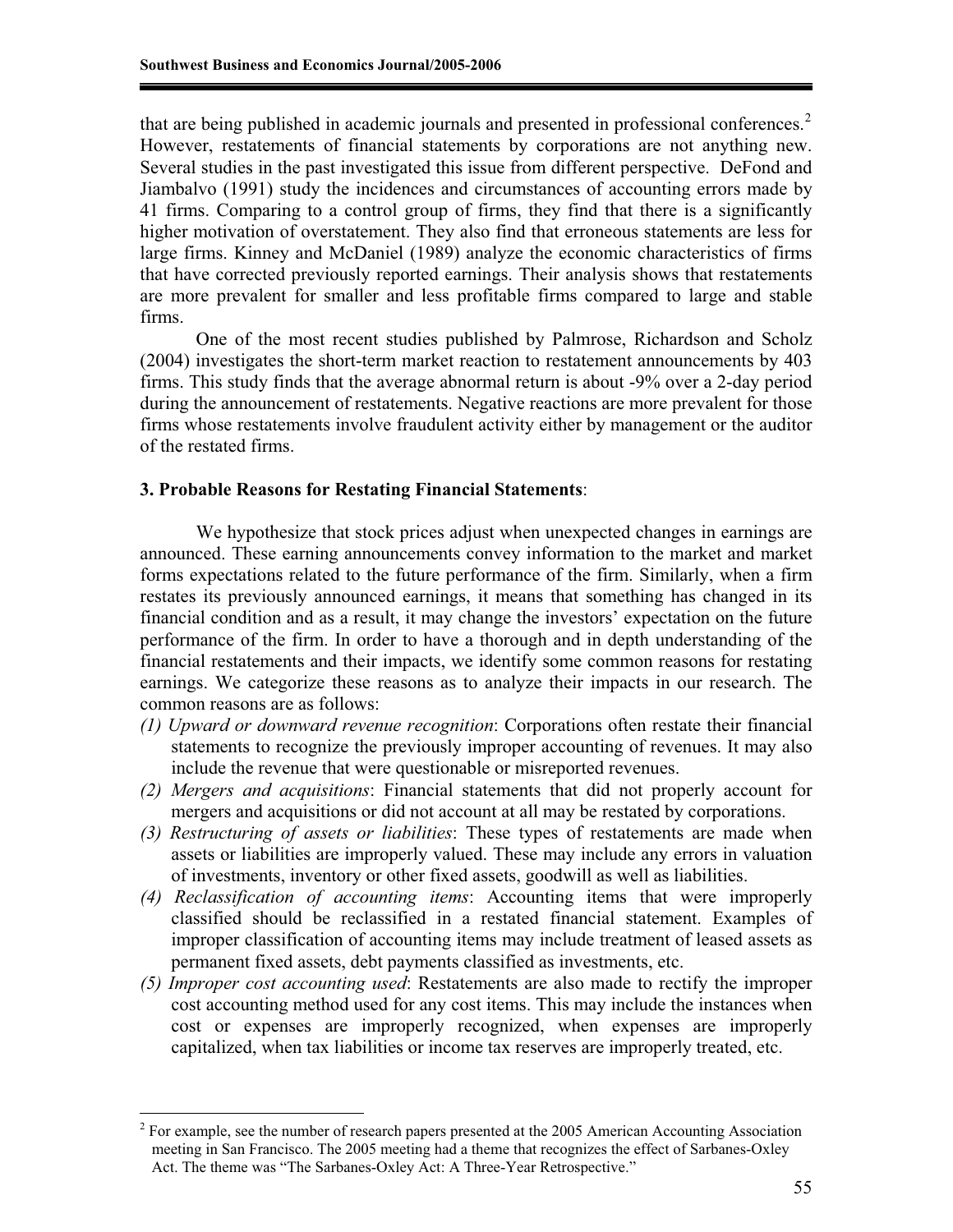that are being published in academic journals and presented in professional conferences.[2] However, restatements of financial statements by corporations are not anything new. Several studies in the past investigated this issue from different perspective. DeFond and Jiambalvo (1991) study the incidences and circumstances of accounting errors made by 41 firms. Comparing to a control group of firms, they find that there is a significantly higher motivation of overstatement. They also find that erroneous statements are less for large firms. Kinney and McDaniel (1989) analyze the economic characteristics of firms that have corrected previously reported earnings. Their analysis shows that restatements are more prevalent for smaller and less profitable firms compared to large and stable firms.

One of the most recent studies published by Palmrose, Richardson and Scholz (2004) investigates the short-term market reaction to restatement announcements by 403 firms. This study finds that the average abnormal return is about -9% over a 2-day period during the announcement of restatements. Negative reactions are more prevalent for those firms whose restatements involve fraudulent activity either by management or the auditor of the restated firms.

### 3. Probable Reasons for Restating Financial Statements:

We hypothesize that stock prices adjust when unexpected changes in earnings are announced. These earning announcements convey information to the market and market forms expectations related to the future performance of the firm. Similarly, when a firm restates its previously announced earnings, it means that something has changed in its financial condition and as a result, it may change the investors' expectation on the future performance of the firm. In order to have a thorough and in depth understanding of the financial restatements and their impacts, we identify some common reasons for restating earnings. We categorize these reasons as to analyze their impacts in our research. The common reasons are as follows:

(1) *Upward or downward revenue recognition*: Corporations often restate their financial statements to recognize the previously improper accounting of revenues. It may also include the revenue that were questionable or misreported revenues.

(2) *Mergers and acquisitions*: Financial statements that did not properly account for mergers and acquisitions or did not account at all may be restated by corporations.

(3) *Restructuring of assets or liabilities*: These types of restatements are made when assets or liabilities are improperly valued. These may include any errors in valuation of investments, inventory or other fixed assets, goodwill as well as liabilities.

(4) *Reclassification of accounting items*: Accounting items that were improperly classified should be reclassified in a restated financial statement. Examples of improper classification of accounting items may include treatment of leased assets as permanent fixed assets, debt payments classified as investments, etc.

(5) *Improper cost accounting used*: Restatements are also made to rectify the improper cost accounting method used for any cost items. This may include the instances when cost or expenses are improperly recognized, when expenses are improperly capitalized, when tax liabilities or income tax reserves are improperly treated, etc.

---

[2] For example, see the number of research papers presented at the 2005 American Accounting Association meeting in San Francisco. The 2005 meeting had a theme that recognizes the effect of Sarbanes-Oxley Act. The theme was "The Sarbanes-Oxley Act: A Three-Year Retrospective."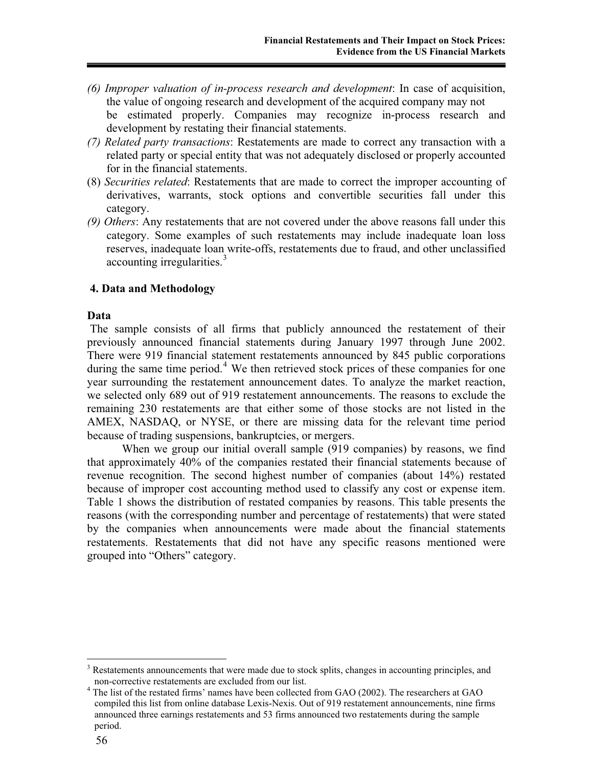*(6) Improper valuation of in-process research and development*: In case of acquisition, the value of ongoing research and development of the acquired company may not be estimated properly. Companies may recognize in-process research and development by restating their financial statements.

*(7) Related party transactions*: Restatements are made to correct any transaction with a related party or special entity that was not adequately disclosed or properly accounted for in the financial statements.

(8) *Securities related*: Restatements that are made to correct the improper accounting of derivatives, warrants, stock options and convertible securities fall under this category.

*(9) Others*: Any restatements that are not covered under the above reasons fall under this category. Some examples of such restatements may include inadequate loan loss reserves, inadequate loan write-offs, restatements due to fraud, and other unclassified accounting irregularities.[3]

## 4. Data and Methodology

### Data

The sample consists of all firms that publicly announced the restatement of their previously announced financial statements during January 1997 through June 2002. There were 919 financial statement restatements announced by 845 public corporations during the same time period.[4] We then retrieved stock prices of these companies for one year surrounding the restatement announcement dates. To analyze the market reaction, we selected only 689 out of 919 restatement announcements. The reasons to exclude the remaining 230 restatements are that either some of those stocks are not listed in the AMEX, NASDAQ, or NYSE, or there are missing data for the relevant time period because of trading suspensions, bankruptcies, or mergers.

When we group our initial overall sample (919 companies) by reasons, we find that approximately 40% of the companies restated their financial statements because of revenue recognition. The second highest number of companies (about 14%) restated because of improper cost accounting method used to classify any cost or expense item. Table 1 shows the distribution of restated companies by reasons. This table presents the reasons (with the corresponding number and percentage of restatements) that were stated by the companies when announcements were made about the financial statements restatements. Restatements that did not have any specific reasons mentioned were grouped into "Others" category.

---

[3] Restatements announcements that were made due to stock splits, changes in accounting principles, and non-corrective restatements are excluded from our list.

[4] The list of the restated firms' names have been collected from GAO (2002). The researchers at GAO compiled this list from online database Lexis-Nexis. Out of 919 restatement announcements, nine firms announced three earnings restatements and 53 firms announced two restatements during the sample period.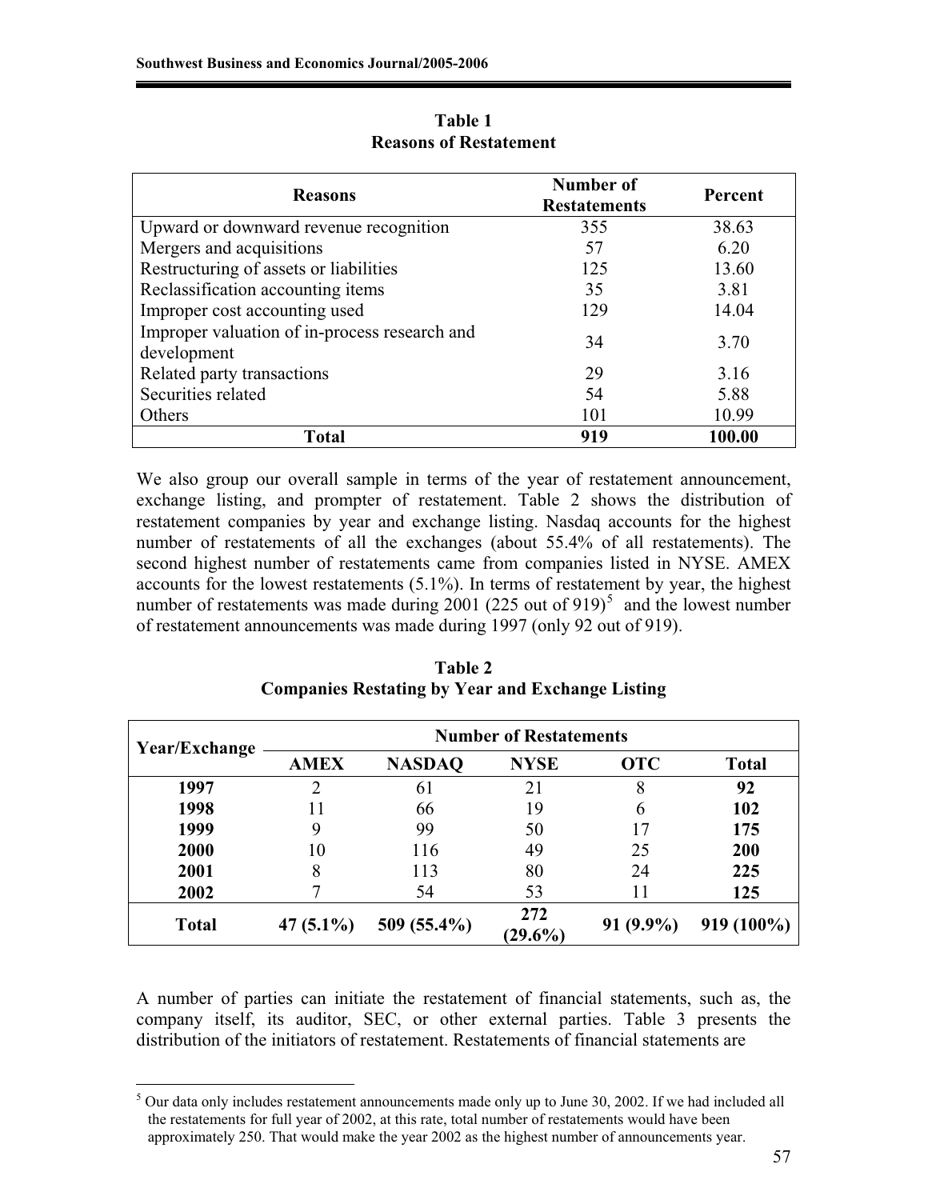**Table 1**
**Reasons of Restatement**

| Reasons | Number of Restatements | Percent |
|---|---|---|
| Upward or downward revenue recognition | 355 | 38.63 |
| Mergers and acquisitions | 57 | 6.20 |
| Restructuring of assets or liabilities | 125 | 13.60 |
| Reclassification accounting items | 35 | 3.81 |
| Improper cost accounting used | 129 | 14.04 |
| Improper valuation of in-process research and development | 34 | 3.70 |
| Related party transactions | 29 | 3.16 |
| Securities related | 54 | 5.88 |
| Others | 101 | 10.99 |
| **Total** | **919** | **100.00** |

We also group our overall sample in terms of the year of restatement announcement, exchange listing, and prompter of restatement. Table 2 shows the distribution of restatement companies by year and exchange listing. Nasdaq accounts for the highest number of restatements of all the exchanges (about 55.4% of all restatements). The second highest number of restatements came from companies listed in NYSE. AMEX accounts for the lowest restatements (5.1%). In terms of restatement by year, the highest number of restatements was made during 2001 (225 out of 919)[5] and the lowest number of restatement announcements was made during 1997 (only 92 out of 919).

**Table 2**
**Companies Restating by Year and Exchange Listing**

| Year/Exchange | Number of Restatements | | | | |
|---|---|---|---|---|---|
| | **AMEX** | **NASDAQ** | **NYSE** | **OTC** | **Total** |
| **1997** | 2 | 61 | 21 | 8 | **92** |
| **1998** | 11 | 66 | 19 | 6 | **102** |
| **1999** | 9 | 99 | 50 | 17 | **175** |
| **2000** | 10 | 116 | 49 | 25 | **200** |
| **2001** | 8 | 113 | 80 | 24 | **225** |
| **2002** | 7 | 54 | 53 | 11 | **125** |
| **Total** | **47 (5.1%)** | **509 (55.4%)** | **272 (29.6%)** | **91 (9.9%)** | **919 (100%)** |

A number of parties can initiate the restatement of financial statements, such as, the company itself, its auditor, SEC, or other external parties. Table 3 presents the distribution of the initiators of restatement. Restatements of financial statements are

[5] Our data only includes restatement announcements made only up to June 30, 2002. If we had included all the restatements for full year of 2002, at this rate, total number of restatements would have been approximately 250. That would make the year 2002 as the highest number of announcements year.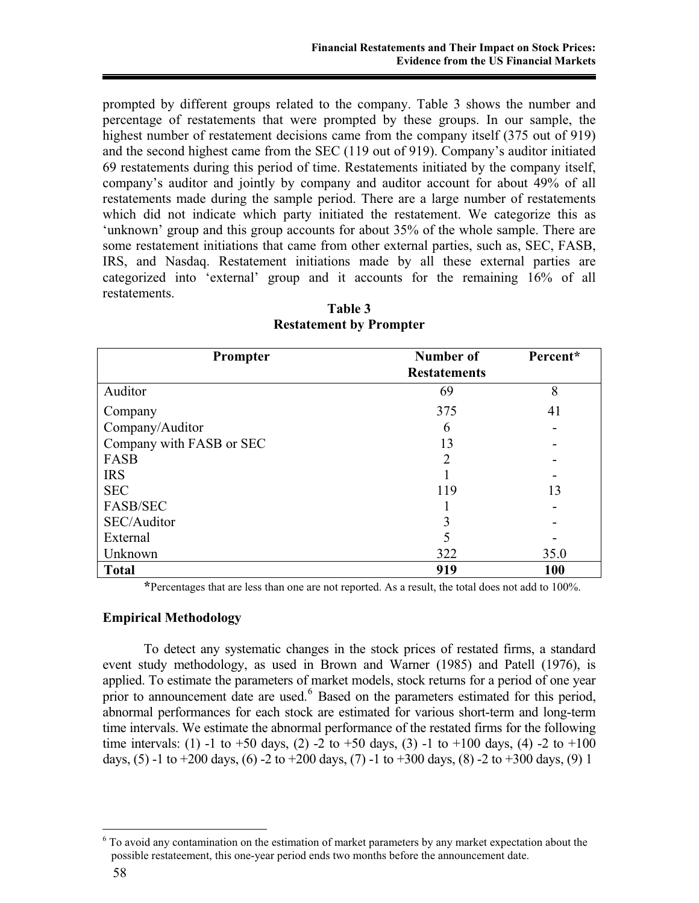prompted by different groups related to the company. Table 3 shows the number and percentage of restatements that were prompted by these groups. In our sample, the highest number of restatement decisions came from the company itself (375 out of 919) and the second highest came from the SEC (119 out of 919). Company's auditor initiated 69 restatements during this period of time. Restatements initiated by the company itself, company's auditor and jointly by company and auditor account for about 49% of all restatements made during the sample period. There are a large number of restatements which did not indicate which party initiated the restatement. We categorize this as 'unknown' group and this group accounts for about 35% of the whole sample. There are some restatement initiations that came from other external parties, such as, SEC, FASB, IRS, and Nasdaq. Restatement initiations made by all these external parties are categorized into 'external' group and it accounts for the remaining 16% of all restatements.

**Table 3**
**Restatement by Prompter**

| Prompter | Number of Restatements | Percent* |
|---|---|---|
| Auditor | 69 | 8 |
| Company | 375 | 41 |
| Company/Auditor | 6 | - |
| Company with FASB or SEC | 13 | - |
| FASB | 2 | - |
| IRS | 1 | - |
| SEC | 119 | 13 |
| FASB/SEC | 1 | - |
| SEC/Auditor | 3 | - |
| External | 5 | - |
| Unknown | 322 | 35.0 |
| **Total** | **919** | **100** |

***Percentages that are less than one are not reported. As a result, the total does not add to 100%.

### Empirical Methodology

To detect any systematic changes in the stock prices of restated firms, a standard event study methodology, as used in Brown and Warner (1985) and Patell (1976), is applied. To estimate the parameters of market models, stock returns for a period of one year prior to announcement date are used.[6] Based on the parameters estimated for this period, abnormal performances for each stock are estimated for various short-term and long-term time intervals. We estimate the abnormal performance of the restated firms for the following time intervals: (1) -1 to +50 days, (2) -2 to +50 days, (3) -1 to +100 days, (4) -2 to +100 days, (5) -1 to +200 days, (6) -2 to +200 days, (7) -1 to +300 days, (8) -2 to +300 days, (9) 1

[6] To avoid any contamination on the estimation of market parameters by any market expectation about the possible restateement, this one-year period ends two months before the announcement date.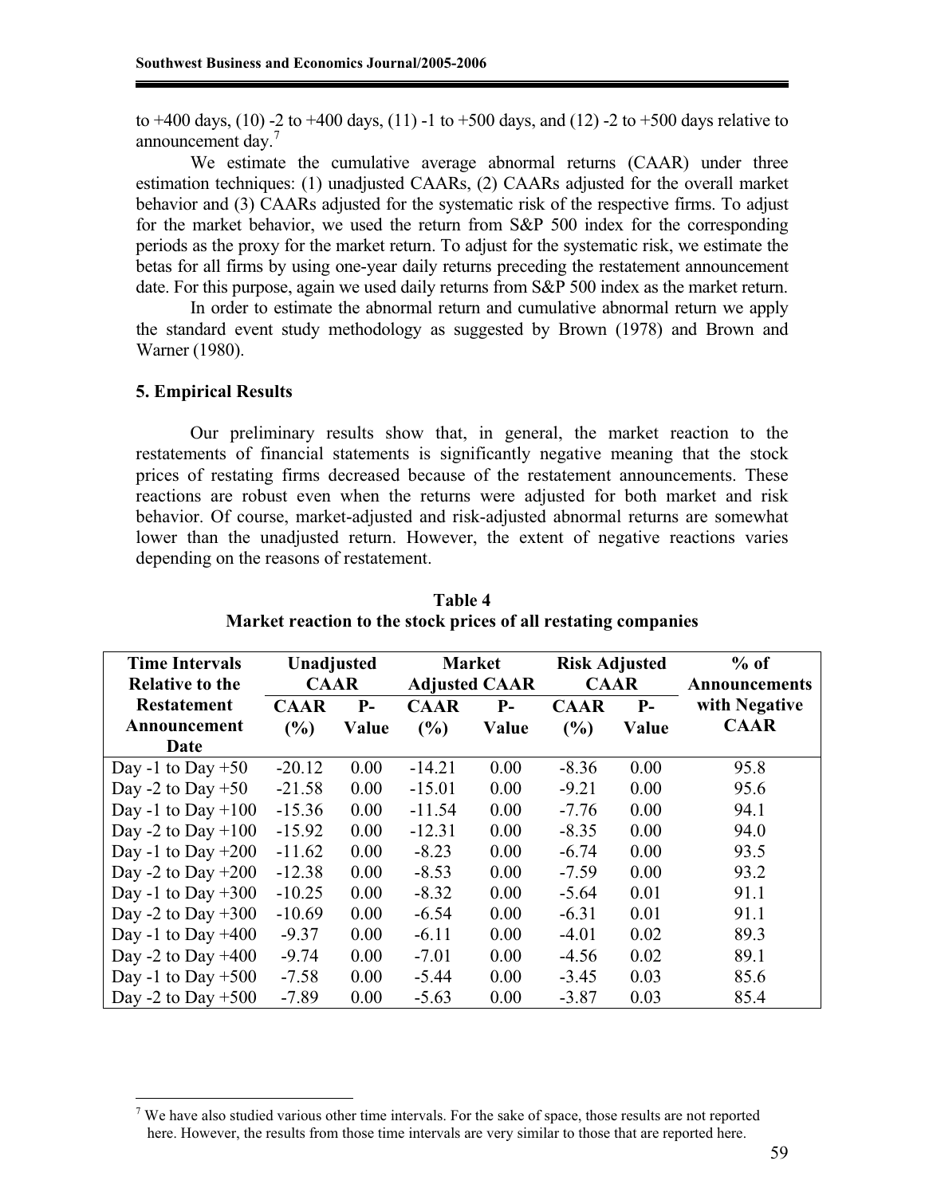to +400 days, (10) -2 to +400 days, (11) -1 to +500 days, and (12) -2 to +500 days relative to announcement day.[7]

We estimate the cumulative average abnormal returns (CAAR) under three estimation techniques: (1) unadjusted CAARs, (2) CAARs adjusted for the overall market behavior and (3) CAARs adjusted for the systematic risk of the respective firms. To adjust for the market behavior, we used the return from S&P 500 index for the corresponding periods as the proxy for the market return. To adjust for the systematic risk, we estimate the betas for all firms by using one-year daily returns preceding the restatement announcement date. For this purpose, again we used daily returns from S&P 500 index as the market return.

In order to estimate the abnormal return and cumulative abnormal return we apply the standard event study methodology as suggested by Brown (1978) and Brown and Warner (1980).

## 5. Empirical Results

Our preliminary results show that, in general, the market reaction to the restatements of financial statements is significantly negative meaning that the stock prices of restating firms decreased because of the restatement announcements. These reactions are robust even when the returns were adjusted for both market and risk behavior. Of course, market-adjusted and risk-adjusted abnormal returns are somewhat lower than the unadjusted return. However, the extent of negative reactions varies depending on the reasons of restatement.

**Table 4**
**Market reaction to the stock prices of all restating companies**

| Time Intervals Relative to the Restatement Announcement Date | Unadjusted CAAR | | Market Adjusted CAAR | | Risk Adjusted CAAR | | % of Announcements with Negative CAAR |
|---|---|---|---|---|---|---|---|
| | CAAR (%) | P-Value | CAAR (%) | P-Value | CAAR (%) | P-Value | |
| Day -1 to Day +50 | -20.12 | 0.00 | -14.21 | 0.00 | -8.36 | 0.00 | 95.8 |
| Day -2 to Day +50 | -21.58 | 0.00 | -15.01 | 0.00 | -9.21 | 0.00 | 95.6 |
| Day -1 to Day +100 | -15.36 | 0.00 | -11.54 | 0.00 | -7.76 | 0.00 | 94.1 |
| Day -2 to Day +100 | -15.92 | 0.00 | -12.31 | 0.00 | -8.35 | 0.00 | 94.0 |
| Day -1 to Day +200 | -11.62 | 0.00 | -8.23 | 0.00 | -6.74 | 0.00 | 93.5 |
| Day -2 to Day +200 | -12.38 | 0.00 | -8.53 | 0.00 | -7.59 | 0.00 | 93.2 |
| Day -1 to Day +300 | -10.25 | 0.00 | -8.32 | 0.00 | -5.64 | 0.01 | 91.1 |
| Day -2 to Day +300 | -10.69 | 0.00 | -6.54 | 0.00 | -6.31 | 0.01 | 91.1 |
| Day -1 to Day +400 | -9.37 | 0.00 | -6.11 | 0.00 | -4.01 | 0.02 | 89.3 |
| Day -2 to Day +400 | -9.74 | 0.00 | -7.01 | 0.00 | -4.56 | 0.02 | 89.1 |
| Day -1 to Day +500 | -7.58 | 0.00 | -5.44 | 0.00 | -3.45 | 0.03 | 85.6 |
| Day -2 to Day +500 | -7.89 | 0.00 | -5.63 | 0.00 | -3.87 | 0.03 | 85.4 |

[7] We have also studied various other time intervals. For the sake of space, those results are not reported here. However, the results from those time intervals are very similar to those that are reported here.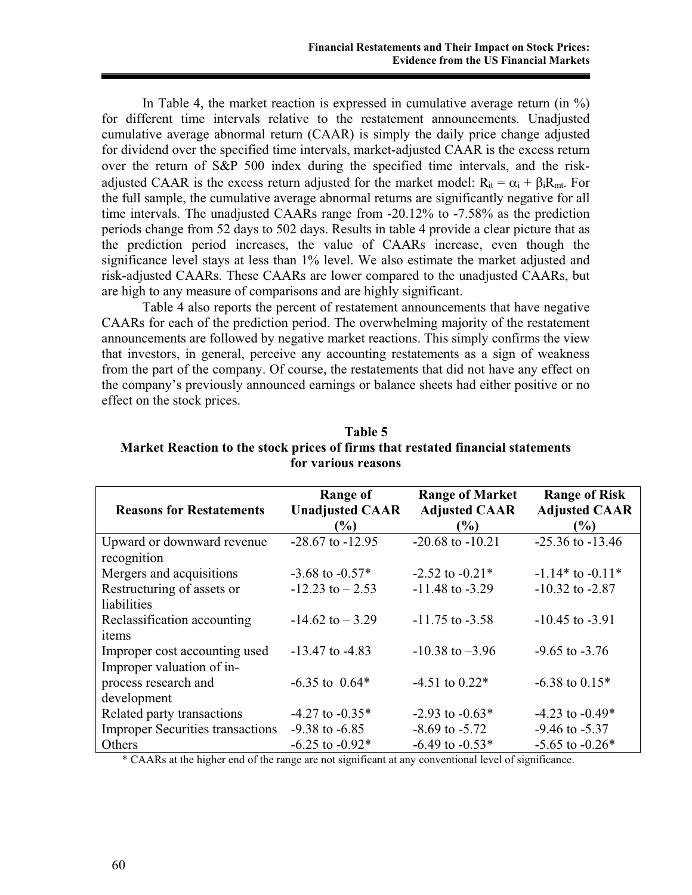In Table 4, the market reaction is expressed in cumulative average return (in %) for different time intervals relative to the restatement announcements. Unadjusted cumulative average abnormal return (CAAR) is simply the daily price change adjusted for dividend over the specified time intervals, market-adjusted CAAR is the excess return over the return of S&P 500 index during the specified time intervals, and the risk-adjusted CAAR is the excess return adjusted for the market model: $R_{it} = \alpha_i + \beta_i R_{mt}$. For the full sample, the cumulative average abnormal returns are significantly negative for all time intervals. The unadjusted CAARs range from -20.12% to -7.58% as the prediction periods change from 52 days to 502 days. Results in table 4 provide a clear picture that as the prediction period increases, the value of CAARs increase, even though the significance level stays at less than 1% level. We also estimate the market adjusted and risk-adjusted CAARs. These CAARs are lower compared to the unadjusted CAARs, but are high to any measure of comparisons and are highly significant.

Table 4 also reports the percent of restatement announcements that have negative CAARs for each of the prediction period. The overwhelming majority of the restatement announcements are followed by negative market reactions. This simply confirms the view that investors, in general, perceive any accounting restatements as a sign of weakness from the part of the company. Of course, the restatements that did not have any effect on the company's previously announced earnings or balance sheets had either positive or no effect on the stock prices.

**Table 5**
**Market Reaction to the stock prices of firms that restated financial statements for various reasons**

| Reasons for Restatements | Range of Unadjusted CAAR (%) | Range of Market Adjusted CAAR (%) | Range of Risk Adjusted CAAR (%) |
|---|---|---|---|
| Upward or downward revenue recognition | -28.67 to -12.95 | -20.68 to -10.21 | -25.36 to -13.46 |
| Mergers and acquisitions | -3.68 to -0.57* | -2.52 to -0.21* | -1.14* to -0.11* |
| Restructuring of assets or liabilities | -12.23 to – 2.53 | -11.48 to -3.29 | -10.32 to -2.87 |
| Reclassification accounting items | -14.62 to – 3.29 | -11.75 to -3.58 | -10.45 to -3.91 |
| Improper cost accounting used | -13.47 to -4.83 | -10.38 to –3.96 | -9.65 to -3.76 |
| Improper valuation of in-process research and development | -6.35 to 0.64* | -4.51 to 0.22* | -6.38 to 0.15* |
| Related party transactions | -4.27 to -0.35* | -2.93 to -0.63* | -4.23 to -0.49* |
| Improper Securities transactions | -9.38 to -6.85 | -8.69 to -5.72 | -9.46 to -5.37 |
| Others | -6.25 to -0.92* | -6.49 to -0.53* | -5.65 to -0.26* |

* CAARs at the higher end of the range are not significant at any conventional level of significance.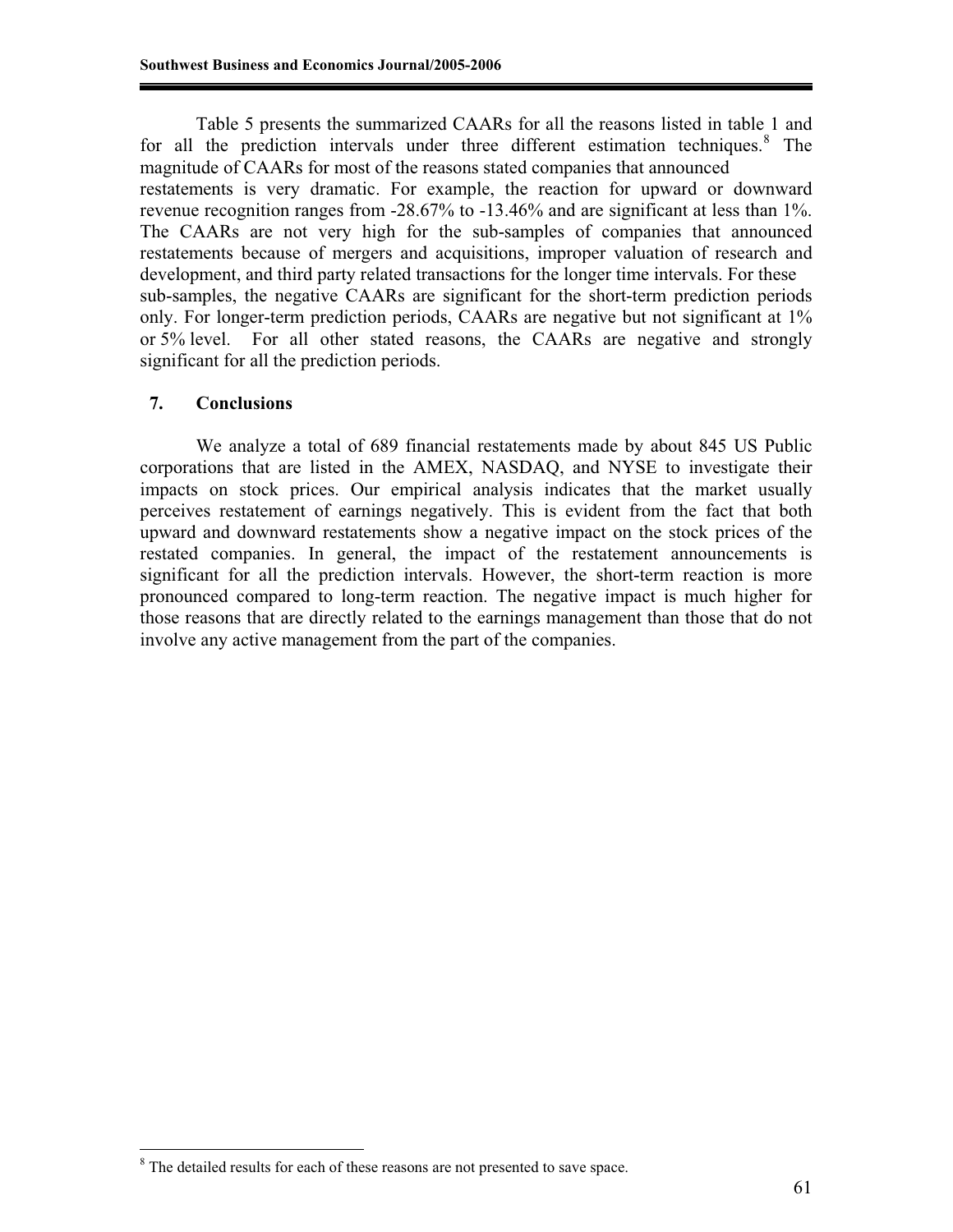Table 5 presents the summarized CAARs for all the reasons listed in table 1 and for all the prediction intervals under three different estimation techniques.[8] The magnitude of CAARs for most of the reasons stated companies that announced restatements is very dramatic. For example, the reaction for upward or downward revenue recognition ranges from -28.67% to -13.46% and are significant at less than 1%. The CAARs are not very high for the sub-samples of companies that announced restatements because of mergers and acquisitions, improper valuation of research and development, and third party related transactions for the longer time intervals. For these sub-samples, the negative CAARs are significant for the short-term prediction periods only. For longer-term prediction periods, CAARs are negative but not significant at 1% or 5% level. For all other stated reasons, the CAARs are negative and strongly significant for all the prediction periods.

## 7. Conclusions

We analyze a total of 689 financial restatements made by about 845 US Public corporations that are listed in the AMEX, NASDAQ, and NYSE to investigate their impacts on stock prices. Our empirical analysis indicates that the market usually perceives restatement of earnings negatively. This is evident from the fact that both upward and downward restatements show a negative impact on the stock prices of the restated companies. In general, the impact of the restatement announcements is significant for all the prediction intervals. However, the short-term reaction is more pronounced compared to long-term reaction. The negative impact is much higher for those reasons that are directly related to the earnings management than those that do not involve any active management from the part of the companies.

---

[8] The detailed results for each of these reasons are not presented to save space.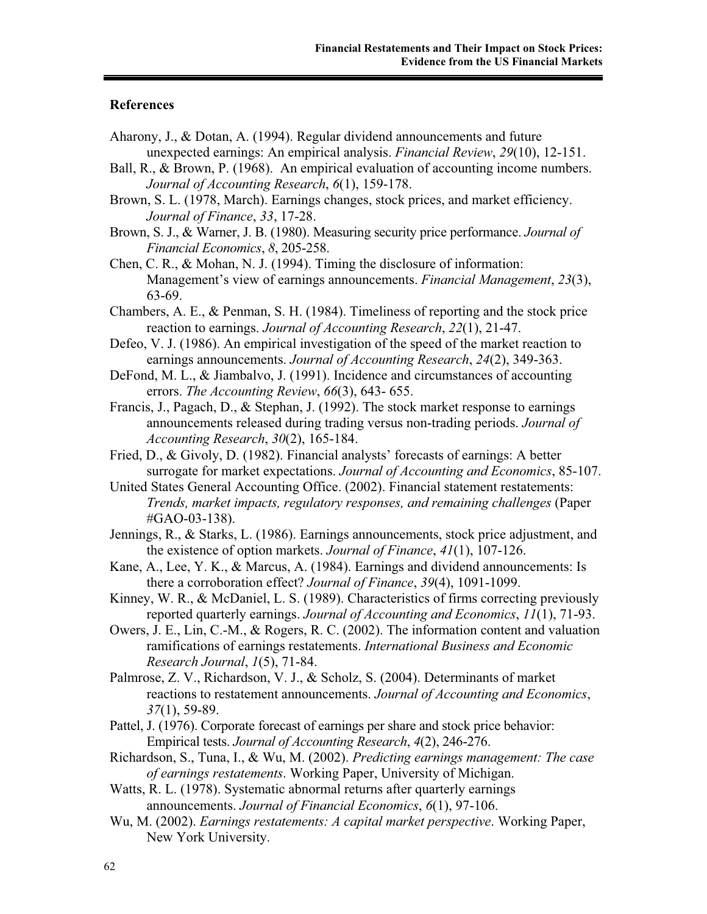## References

Aharony, J., & Dotan, A. (1994). Regular dividend announcements and future unexpected earnings: An empirical analysis. *Financial Review*, *29*(10), 12-151.

Ball, R., & Brown, P. (1968). An empirical evaluation of accounting income numbers. *Journal of Accounting Research*, *6*(1), 159-178.

Brown, S. L. (1978, March). Earnings changes, stock prices, and market efficiency. *Journal of Finance*, *33*, 17-28.

Brown, S. J., & Warner, J. B. (1980). Measuring security price performance. *Journal of Financial Economics*, *8*, 205-258.

Chen, C. R., & Mohan, N. J. (1994). Timing the disclosure of information: Management's view of earnings announcements. *Financial Management*, *23*(3), 63-69.

Chambers, A. E., & Penman, S. H. (1984). Timeliness of reporting and the stock price reaction to earnings. *Journal of Accounting Research*, *22*(1), 21-47.

Defeo, V. J. (1986). An empirical investigation of the speed of the market reaction to earnings announcements. *Journal of Accounting Research*, *24*(2), 349-363.

DeFond, M. L., & Jiambalvo, J. (1991). Incidence and circumstances of accounting errors. *The Accounting Review*, *66*(3), 643- 655.

Francis, J., Pagach, D., & Stephan, J. (1992). The stock market response to earnings announcements released during trading versus non-trading periods. *Journal of Accounting Research*, *30*(2), 165-184.

Fried, D., & Givoly, D. (1982). Financial analysts' forecasts of earnings: A better surrogate for market expectations. *Journal of Accounting and Economics*, 85-107.

United States General Accounting Office. (2002). Financial statement restatements: *Trends, market impacts, regulatory responses, and remaining challenges* (Paper #GAO-03-138).

Jennings, R., & Starks, L. (1986). Earnings announcements, stock price adjustment, and the existence of option markets. *Journal of Finance*, *41*(1), 107-126.

Kane, A., Lee, Y. K., & Marcus, A. (1984). Earnings and dividend announcements: Is there a corroboration effect? *Journal of Finance*, *39*(4), 1091-1099.

Kinney, W. R., & McDaniel, L. S. (1989). Characteristics of firms correcting previously reported quarterly earnings. *Journal of Accounting and Economics*, *11*(1), 71-93.

Owers, J. E., Lin, C.-M., & Rogers, R. C. (2002). The information content and valuation ramifications of earnings restatements. *International Business and Economic Research Journal*, *1*(5), 71-84.

Palmrose, Z. V., Richardson, V. J., & Scholz, S. (2004). Determinants of market reactions to restatement announcements. *Journal of Accounting and Economics*, *37*(1), 59-89.

Pattel, J. (1976). Corporate forecast of earnings per share and stock price behavior: Empirical tests. *Journal of Accounting Research*, *4*(2), 246-276.

Richardson, S., Tuna, I., & Wu, M. (2002). *Predicting earnings management: The case of earnings restatements*. Working Paper, University of Michigan.

Watts, R. L. (1978). Systematic abnormal returns after quarterly earnings announcements. *Journal of Financial Economics*, *6*(1), 97-106.

Wu, M. (2002). *Earnings restatements: A capital market perspective*. Working Paper, New York University.